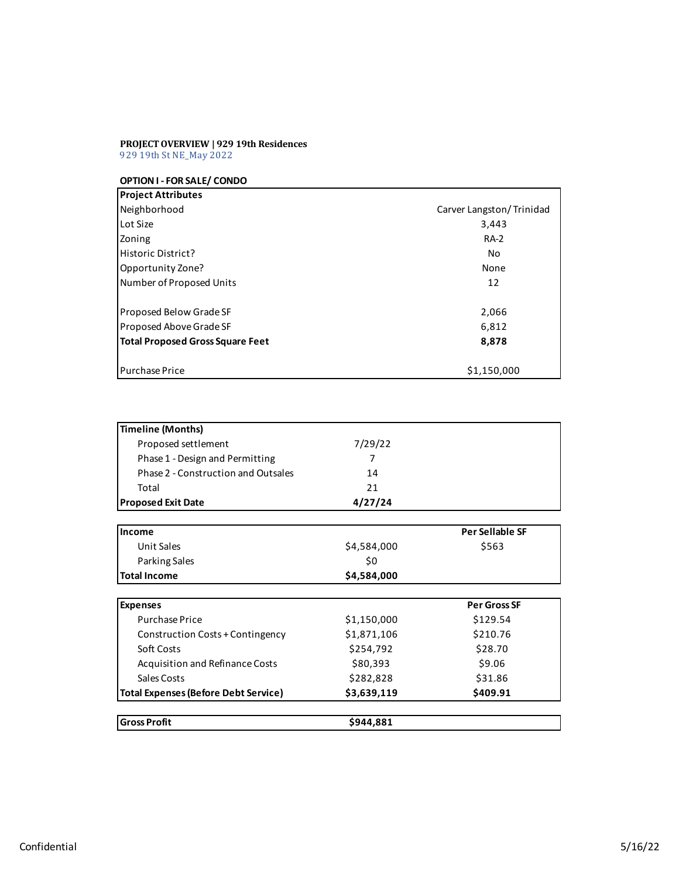**PROJECT OVERVIEW | 929 19th Residences**
929 19th St NE_May 2022

**OPTION I - FOR SALE/ CONDO**

| **Project Attributes** | |
|---|---|
| Neighborhood | Carver Langston/ Trinidad |
| Lot Size | 3,443 |
| Zoning | RA-2 |
| Historic District? | No |
| Opportunity Zone? | None |
| Number of Proposed Units | 12 |
| | |
| Proposed Below Grade SF | 2,066 |
| Proposed Above Grade SF | 6,812 |
| **Total Proposed Gross Square Feet** | **8,878** |
| | |
| Purchase Price | $1,150,000 |

| **Timeline (Months)** | | |
|---|---|---|
| Proposed settlement | 7/29/22 | |
| Phase 1 - Design and Permitting | 7 | |
| Phase 2 - Construction and Outsales | 14 | |
| Total | 21 | |
| **Proposed Exit Date** | **4/27/24** | |

| **Income** | | **Per Sellable SF** |
|---|---|---|
| Unit Sales | $4,584,000 | $563 |
| Parking Sales | $0 | |
| **Total Income** | **$4,584,000** | |

| **Expenses** | | **Per Gross SF** |
|---|---|---|
| Purchase Price | $1,150,000 | $129.54 |
| Construction Costs + Contingency | $1,871,106 | $210.76 |
| Soft Costs | $254,792 | $28.70 |
| Acquisition and Refinance Costs | $80,393 | $9.06 |
| Sales Costs | $282,828 | $31.86 |
| **Total Expenses (Before Debt Service)** | **$3,639,119** | **$409.91** |

| **Gross Profit** | **$944,881** | |
|---|---|---|

Confidential

5/16/22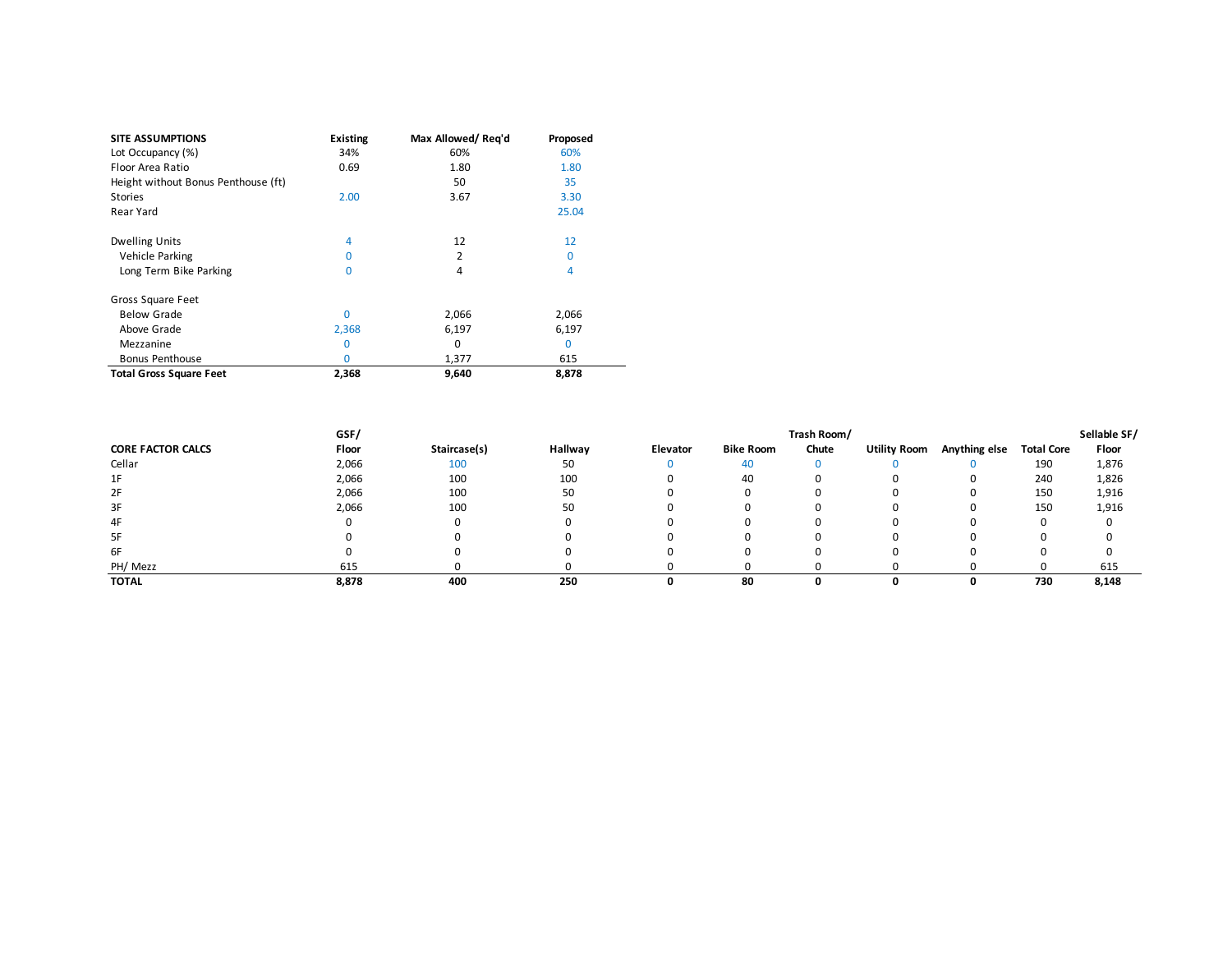| SITE ASSUMPTIONS | Existing | Max Allowed/ Req'd | Proposed |
|---|---|---|---|
| Lot Occupancy (%) | 34% | 60% | 60% |
| Floor Area Ratio | 0.69 | 1.80 | 1.80 |
| Height without Bonus Penthouse (ft) | | 50 | 35 |
| Stories | 2.00 | 3.67 | 3.30 |
| Rear Yard | | | 25.04 |
| | | | |
| Dwelling Units | 4 | 12 | 12 |
| Vehicle Parking | 0 | 2 | 0 |
| Long Term Bike Parking | 0 | 4 | 4 |
| | | | |
| Gross Square Feet | | | |
| Below Grade | 0 | 2,066 | 2,066 |
| Above Grade | 2,368 | 6,197 | 6,197 |
| Mezzanine | 0 | 0 | 0 |
| Bonus Penthouse | 0 | 1,377 | 615 |
| **Total Gross Square Feet** | **2,368** | **9,640** | **8,878** |

| CORE FACTOR CALCS | GSF/ Floor | Staircase(s) | Hallway | Elevator | Bike Room | Trash Room/ Chute | Utility Room | Anything else | Total Core | Sellable SF/ Floor |
|---|---|---|---|---|---|---|---|---|---|---|
| Cellar | 2,066 | 100 | 50 | 0 | 40 | 0 | 0 | 0 | 190 | 1,876 |
| 1F | 2,066 | 100 | 100 | 0 | 40 | 0 | 0 | 0 | 240 | 1,826 |
| 2F | 2,066 | 100 | 50 | 0 | 0 | 0 | 0 | 0 | 150 | 1,916 |
| 3F | 2,066 | 100 | 50 | 0 | 0 | 0 | 0 | 0 | 150 | 1,916 |
| 4F | 0 | 0 | 0 | 0 | 0 | 0 | 0 | 0 | 0 | 0 |
| 5F | 0 | 0 | 0 | 0 | 0 | 0 | 0 | 0 | 0 | 0 |
| 6F | 0 | 0 | 0 | 0 | 0 | 0 | 0 | 0 | 0 | 0 |
| PH/ Mezz | 615 | 0 | 0 | 0 | 0 | 0 | 0 | 0 | 0 | 615 |
| **TOTAL** | **8,878** | **400** | **250** | **0** | **80** | **0** | **0** | **0** | **730** | **8,148** |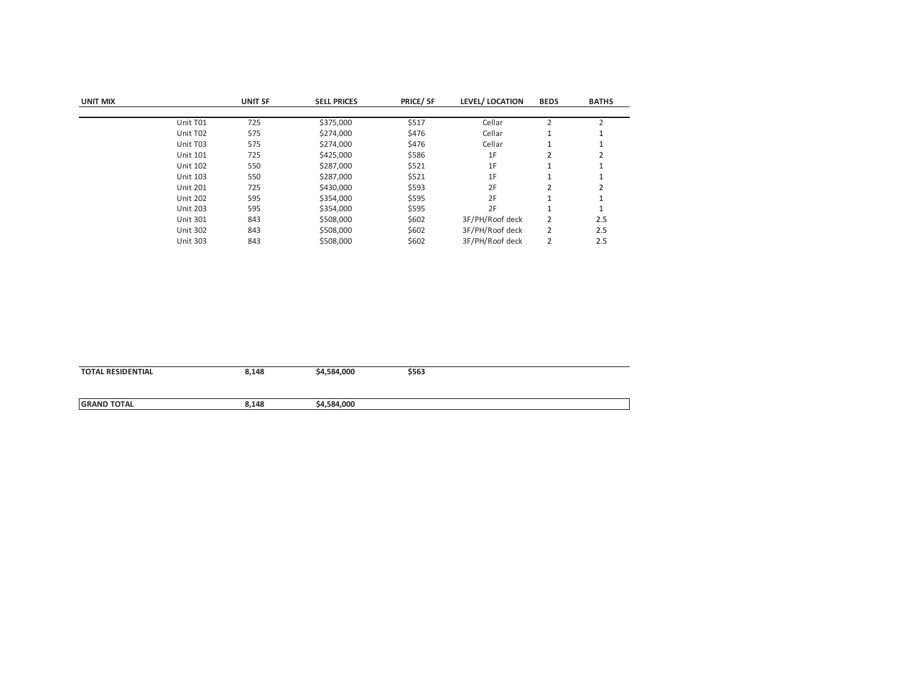| UNIT MIX | | UNIT SF | SELL PRICES | PRICE/ SF | LEVEL/ LOCATION | BEDS | BATHS |
|---|---|---|---|---|---|---|---|
| | Unit T01 | 725 | $375,000 | $517 | Cellar | 2 | 2 |
| | Unit T02 | 575 | $274,000 | $476 | Cellar | 1 | 1 |
| | Unit T03 | 575 | $274,000 | $476 | Cellar | 1 | 1 |
| | Unit 101 | 725 | $425,000 | $586 | 1F | 2 | 2 |
| | Unit 102 | 550 | $287,000 | $521 | 1F | 1 | 1 |
| | Unit 103 | 550 | $287,000 | $521 | 1F | 1 | 1 |
| | Unit 201 | 725 | $430,000 | $593 | 2F | 2 | 2 |
| | Unit 202 | 595 | $354,000 | $595 | 2F | 1 | 1 |
| | Unit 203 | 595 | $354,000 | $595 | 2F | 1 | 1 |
| | Unit 301 | 843 | $508,000 | $602 | 3F/PH/Roof deck | 2 | 2.5 |
| | Unit 302 | 843 | $508,000 | $602 | 3F/PH/Roof deck | 2 | 2.5 |
| | Unit 303 | 843 | $508,000 | $602 | 3F/PH/Roof deck | 2 | 2.5 |
| **TOTAL RESIDENTIAL** | | **8,148** | **$4,584,000** | **$563** | | | |
| **GRAND TOTAL** | | **8,148** | **$4,584,000** | | | | |